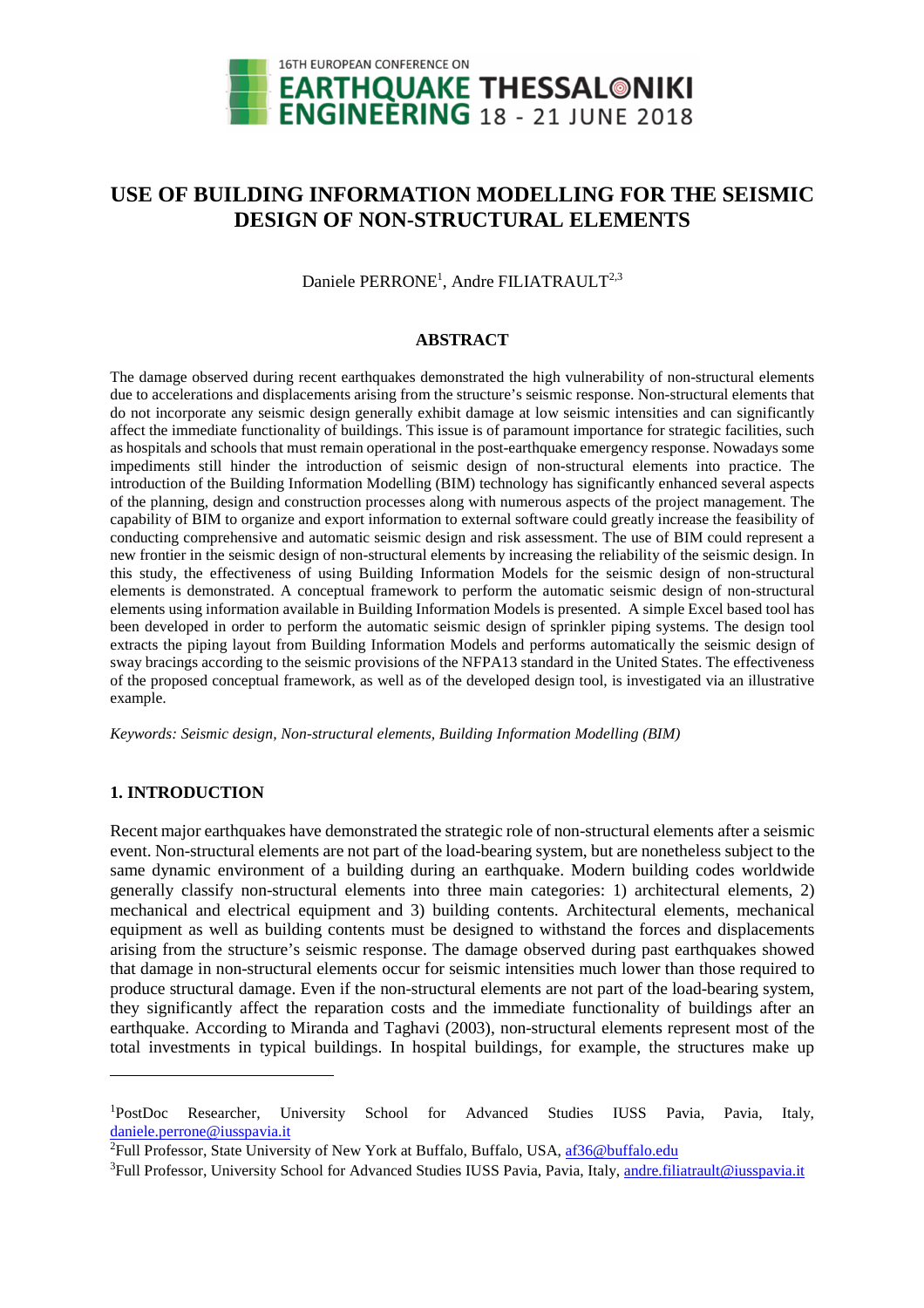# USE OF BUILDING INFORMATION MODELLING FOR THE SEISMIC DESIGN OF NON-STRUCTURAL ELEMENTS

Daniele PERRONE[1], Andre FILIATRAULT[2,3]

## ABSTRACT

The damage observed during recent earthquakes demonstrated the high vulnerability of non-structural elements due to accelerations and displacements arising from the structure's seismic response. Non-structural elements that do not incorporate any seismic design generally exhibit damage at low seismic intensities and can significantly affect the immediate functionality of buildings. This issue is of paramount importance for strategic facilities, such as hospitals and schools that must remain operational in the post-earthquake emergency response. Nowadays some impediments still hinder the introduction of seismic design of non-structural elements into practice. The introduction of the Building Information Modelling (BIM) technology has significantly enhanced several aspects of the planning, design and construction processes along with numerous aspects of the project management. The capability of BIM to organize and export information to external software could greatly increase the feasibility of conducting comprehensive and automatic seismic design and risk assessment. The use of BIM could represent a new frontier in the seismic design of non-structural elements by increasing the reliability of the seismic design. In this study, the effectiveness of using Building Information Models for the seismic design of non-structural elements is demonstrated. A conceptual framework to perform the automatic seismic design of non-structural elements using information available in Building Information Models is presented. A simple Excel based tool has been developed in order to perform the automatic seismic design of sprinkler piping systems. The design tool extracts the piping layout from Building Information Models and performs automatically the seismic design of sway bracings according to the seismic provisions of the NFPA13 standard in the United States. The effectiveness of the proposed conceptual framework, as well as of the developed design tool, is investigated via an illustrative example.

*Keywords: Seismic design, Non-structural elements, Building Information Modelling (BIM)*

## 1. INTRODUCTION

Recent major earthquakes have demonstrated the strategic role of non-structural elements after a seismic event. Non-structural elements are not part of the load-bearing system, but are nonetheless subject to the same dynamic environment of a building during an earthquake. Modern building codes worldwide generally classify non-structural elements into three main categories: 1) architectural elements, 2) mechanical and electrical equipment and 3) building contents. Architectural elements, mechanical equipment as well as building contents must be designed to withstand the forces and displacements arising from the structure's seismic response. The damage observed during past earthquakes showed that damage in non-structural elements occur for seismic intensities much lower than those required to produce structural damage. Even if the non-structural elements are not part of the load-bearing system, they significantly affect the reparation costs and the immediate functionality of buildings after an earthquake. According to Miranda and Taghavi (2003), non-structural elements represent most of the total investments in typical buildings. In hospital buildings, for example, the structures make up

---

[1]PostDoc Researcher, University School for Advanced Studies IUSS Pavia, Pavia, Italy, daniele.perrone@iusspavia.it

[2]Full Professor, State University of New York at Buffalo, Buffalo, USA, af36@buffalo.edu

[3]Full Professor, University School for Advanced Studies IUSS Pavia, Pavia, Italy, andre.filiatrault@iusspavia.it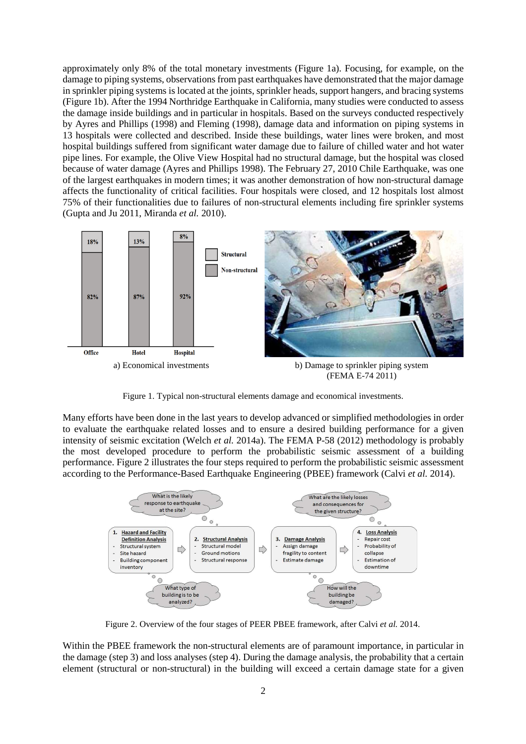approximately only 8% of the total monetary investments (Figure 1a). Focusing, for example, on the damage to piping systems, observations from past earthquakes have demonstrated that the major damage in sprinkler piping systems is located at the joints, sprinkler heads, support hangers, and bracing systems (Figure 1b). After the 1994 Northridge Earthquake in California, many studies were conducted to assess the damage inside buildings and in particular in hospitals. Based on the surveys conducted respectively by Ayres and Phillips (1998) and Fleming (1998), damage data and information on piping systems in 13 hospitals were collected and described. Inside these buildings, water lines were broken, and most hospital buildings suffered from significant water damage due to failure of chilled water and hot water pipe lines. For example, the Olive View Hospital had no structural damage, but the hospital was closed because of water damage (Ayres and Phillips 1998). The February 27, 2010 Chile Earthquake, was one of the largest earthquakes in modern times; it was another demonstration of how non-structural damage affects the functionality of critical facilities. Four hospitals were closed, and 12 hospitals lost almost 75% of their functionalities due to failures of non-structural elements including fire sprinkler systems (Gupta and Ju 2011, Miranda *et al.* 2010).

a) Economical investments

b) Damage to sprinkler piping system (FEMA E-74 2011)

Figure 1. Typical non-structural elements damage and economical investments.

Many efforts have been done in the last years to develop advanced or simplified methodologies in order to evaluate the earthquake related losses and to ensure a desired building performance for a given intensity of seismic excitation (Welch *et al.* 2014a). The FEMA P-58 (2012) methodology is probably the most developed procedure to perform the probabilistic seismic assessment of a building performance. Figure 2 illustrates the four steps required to perform the probabilistic seismic assessment according to the Performance-Based Earthquake Engineering (PBEE) framework (Calvi *et al.* 2014).

Figure 2. Overview of the four stages of PEER PBEE framework, after Calvi *et al.* 2014.

Within the PBEE framework the non-structural elements are of paramount importance, in particular in the damage (step 3) and loss analyses (step 4). During the damage analysis, the probability that a certain element (structural or non-structural) in the building will exceed a certain damage state for a given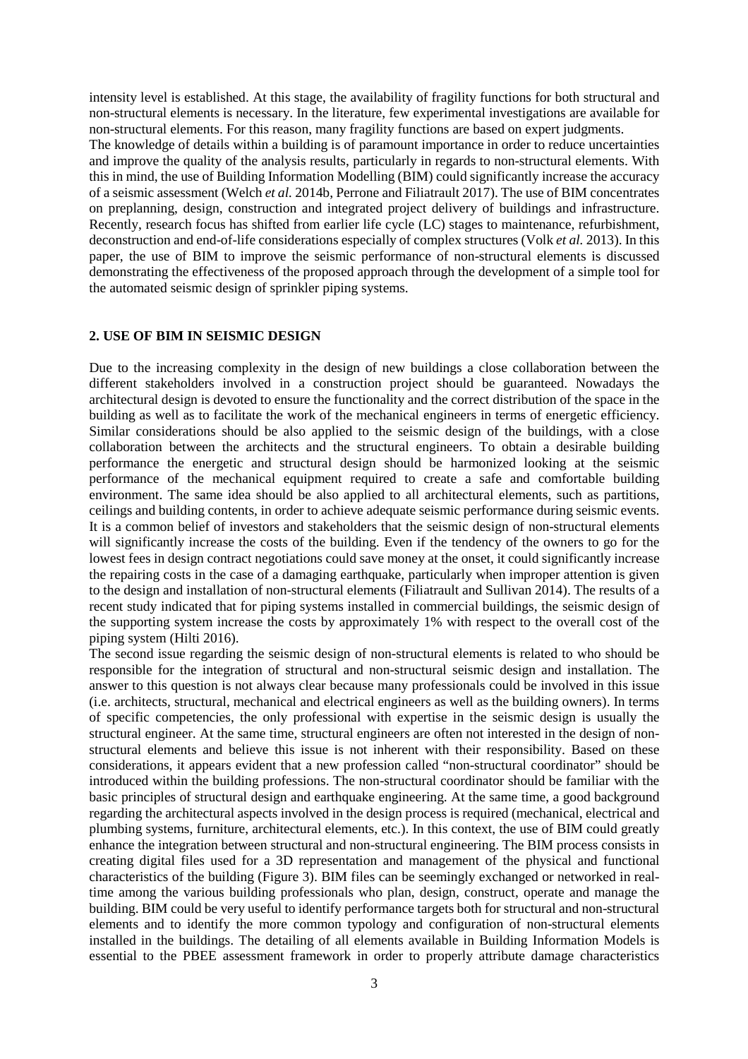intensity level is established. At this stage, the availability of fragility functions for both structural and non-structural elements is necessary. In the literature, few experimental investigations are available for non-structural elements. For this reason, many fragility functions are based on expert judgments.
The knowledge of details within a building is of paramount importance in order to reduce uncertainties and improve the quality of the analysis results, particularly in regards to non-structural elements. With this in mind, the use of Building Information Modelling (BIM) could significantly increase the accuracy of a seismic assessment (Welch *et al.* 2014b, Perrone and Filiatrault 2017). The use of BIM concentrates on preplanning, design, construction and integrated project delivery of buildings and infrastructure. Recently, research focus has shifted from earlier life cycle (LC) stages to maintenance, refurbishment, deconstruction and end-of-life considerations especially of complex structures (Volk *et al.* 2013). In this paper, the use of BIM to improve the seismic performance of non-structural elements is discussed demonstrating the effectiveness of the proposed approach through the development of a simple tool for the automated seismic design of sprinkler piping systems.

## 2. USE OF BIM IN SEISMIC DESIGN

Due to the increasing complexity in the design of new buildings a close collaboration between the different stakeholders involved in a construction project should be guaranteed. Nowadays the architectural design is devoted to ensure the functionality and the correct distribution of the space in the building as well as to facilitate the work of the mechanical engineers in terms of energetic efficiency. Similar considerations should be also applied to the seismic design of the buildings, with a close collaboration between the architects and the structural engineers. To obtain a desirable building performance the energetic and structural design should be harmonized looking at the seismic performance of the mechanical equipment required to create a safe and comfortable building environment. The same idea should be also applied to all architectural elements, such as partitions, ceilings and building contents, in order to achieve adequate seismic performance during seismic events. It is a common belief of investors and stakeholders that the seismic design of non-structural elements will significantly increase the costs of the building. Even if the tendency of the owners to go for the lowest fees in design contract negotiations could save money at the onset, it could significantly increase the repairing costs in the case of a damaging earthquake, particularly when improper attention is given to the design and installation of non-structural elements (Filiatrault and Sullivan 2014). The results of a recent study indicated that for piping systems installed in commercial buildings, the seismic design of the supporting system increase the costs by approximately 1% with respect to the overall cost of the piping system (Hilti 2016).
The second issue regarding the seismic design of non-structural elements is related to who should be responsible for the integration of structural and non-structural seismic design and installation. The answer to this question is not always clear because many professionals could be involved in this issue (i.e. architects, structural, mechanical and electrical engineers as well as the building owners). In terms of specific competencies, the only professional with expertise in the seismic design is usually the structural engineer. At the same time, structural engineers are often not interested in the design of non-structural elements and believe this issue is not inherent with their responsibility. Based on these considerations, it appears evident that a new profession called "non-structural coordinator" should be introduced within the building professions. The non-structural coordinator should be familiar with the basic principles of structural design and earthquake engineering. At the same time, a good background regarding the architectural aspects involved in the design process is required (mechanical, electrical and plumbing systems, furniture, architectural elements, etc.). In this context, the use of BIM could greatly enhance the integration between structural and non-structural engineering. The BIM process consists in creating digital files used for a 3D representation and management of the physical and functional characteristics of the building (Figure 3). BIM files can be seemingly exchanged or networked in real-time among the various building professionals who plan, design, construct, operate and manage the building. BIM could be very useful to identify performance targets both for structural and non-structural elements and to identify the more common typology and configuration of non-structural elements installed in the buildings. The detailing of all elements available in Building Information Models is essential to the PBEE assessment framework in order to properly attribute damage characteristics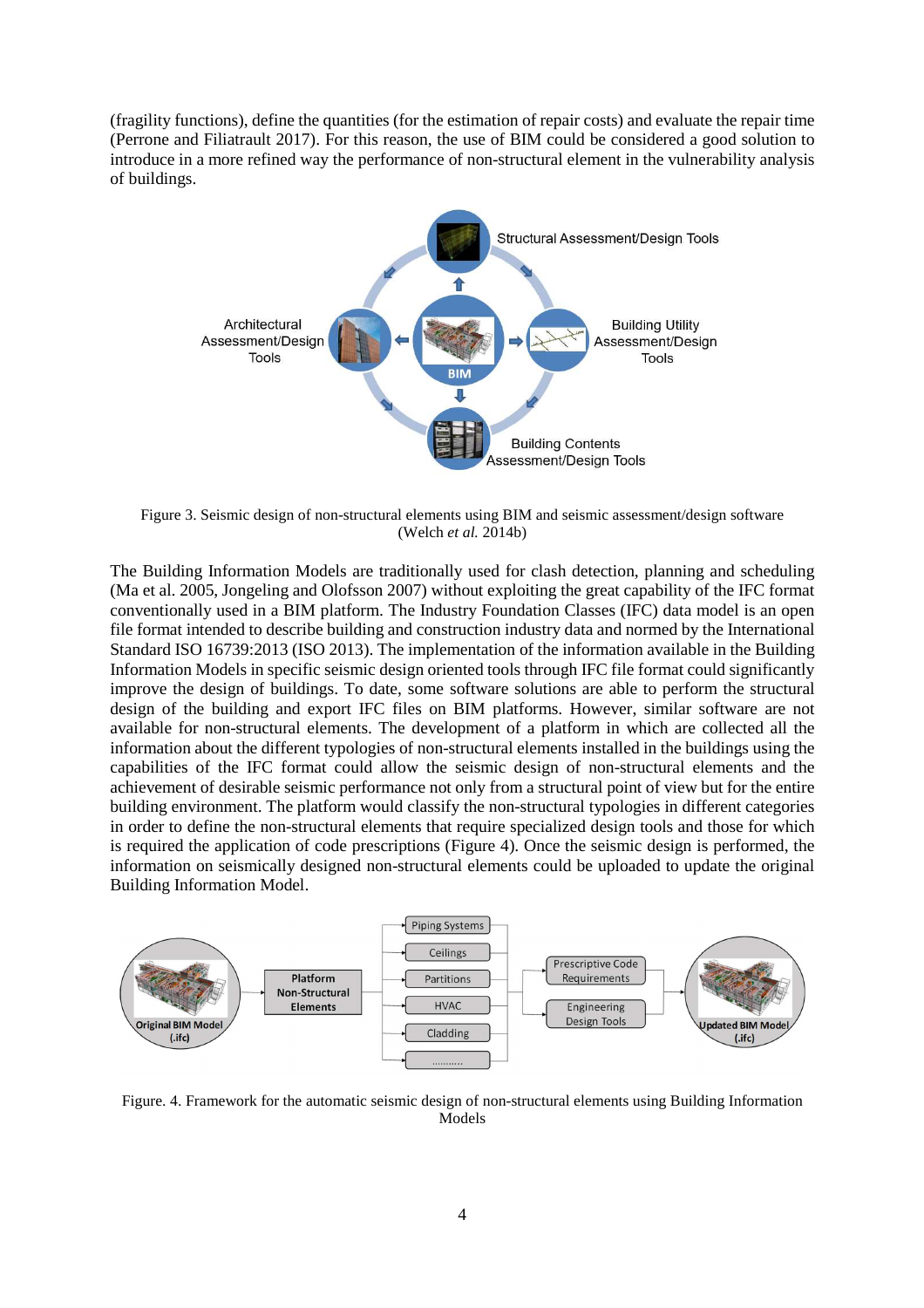(fragility functions), define the quantities (for the estimation of repair costs) and evaluate the repair time (Perrone and Filiatrault 2017). For this reason, the use of BIM could be considered a good solution to introduce in a more refined way the performance of non-structural element in the vulnerability analysis of buildings.

Figure 3. Seismic design of non-structural elements using BIM and seismic assessment/design software (Welch *et al.* 2014b)

The Building Information Models are traditionally used for clash detection, planning and scheduling (Ma et al. 2005, Jongeling and Olofsson 2007) without exploiting the great capability of the IFC format conventionally used in a BIM platform. The Industry Foundation Classes (IFC) data model is an open file format intended to describe building and construction industry data and normed by the International Standard ISO 16739:2013 (ISO 2013). The implementation of the information available in the Building Information Models in specific seismic design oriented tools through IFC file format could significantly improve the design of buildings. To date, some software solutions are able to perform the structural design of the building and export IFC files on BIM platforms. However, similar software are not available for non-structural elements. The development of a platform in which are collected all the information about the different typologies of non-structural elements installed in the buildings using the capabilities of the IFC format could allow the seismic design of non-structural elements and the achievement of desirable seismic performance not only from a structural point of view but for the entire building environment. The platform would classify the non-structural typologies in different categories in order to define the non-structural elements that require specialized design tools and those for which is required the application of code prescriptions (Figure 4). Once the seismic design is performed, the information on seismically designed non-structural elements could be uploaded to update the original Building Information Model.

Figure. 4. Framework for the automatic seismic design of non-structural elements using Building Information Models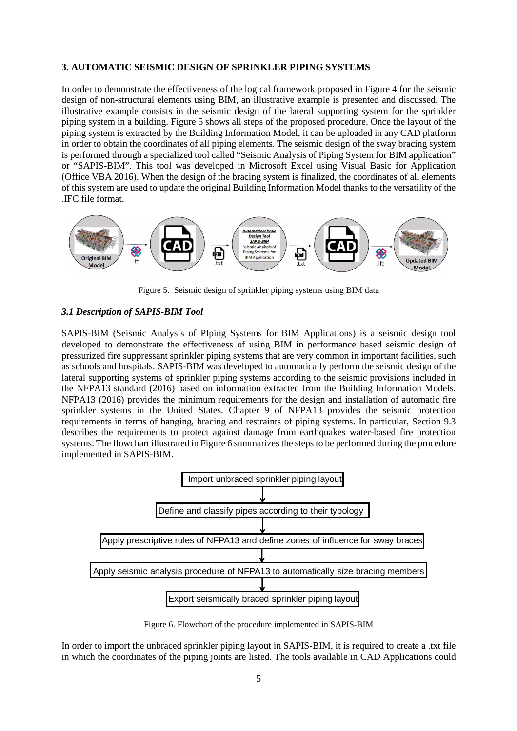## 3. AUTOMATIC SEISMIC DESIGN OF SPRINKLER PIPING SYSTEMS

In order to demonstrate the effectiveness of the logical framework proposed in Figure 4 for the seismic design of non-structural elements using BIM, an illustrative example is presented and discussed. The illustrative example consists in the seismic design of the lateral supporting system for the sprinkler piping system in a building. Figure 5 shows all steps of the proposed procedure. Once the layout of the piping system is extracted by the Building Information Model, it can be uploaded in any CAD platform in order to obtain the coordinates of all piping elements. The seismic design of the sway bracing system is performed through a specialized tool called "Seismic Analysis of Piping System for BIM application" or "SAPIS-BIM". This tool was developed in Microsoft Excel using Visual Basic for Application (Office VBA 2016). When the design of the bracing system is finalized, the coordinates of all elements of this system are used to update the original Building Information Model thanks to the versatility of the .IFC file format.

Figure 5. Seismic design of sprinkler piping systems using BIM data

### *3.1 Description of SAPIS-BIM Tool*

SAPIS-BIM (Seismic Analysis of PIping Systems for BIM Applications) is a seismic design tool developed to demonstrate the effectiveness of using BIM in performance based seismic design of pressurized fire suppressant sprinkler piping systems that are very common in important facilities, such as schools and hospitals. SAPIS-BIM was developed to automatically perform the seismic design of the lateral supporting systems of sprinkler piping systems according to the seismic provisions included in the NFPA13 standard (2016) based on information extracted from the Building Information Models. NFPA13 (2016) provides the minimum requirements for the design and installation of automatic fire sprinkler systems in the United States. Chapter 9 of NFPA13 provides the seismic protection requirements in terms of hanging, bracing and restraints of piping systems. In particular, Section 9.3 describes the requirements to protect against damage from earthquakes water-based fire protection systems. The flowchart illustrated in Figure 6 summarizes the steps to be performed during the procedure implemented in SAPIS-BIM.

Import unbraced sprinkler piping layout
↓
Define and classify pipes according to their typology
↓
Apply prescriptive rules of NFPA13 and define zones of influence for sway braces
↓
Apply seismic analysis procedure of NFPA13 to automatically size bracing members
↓
Export seismically braced sprinkler piping layout

Figure 6. Flowchart of the procedure implemented in SAPIS-BIM

In order to import the unbraced sprinkler piping layout in SAPIS-BIM, it is required to create a .txt file in which the coordinates of the piping joints are listed. The tools available in CAD Applications could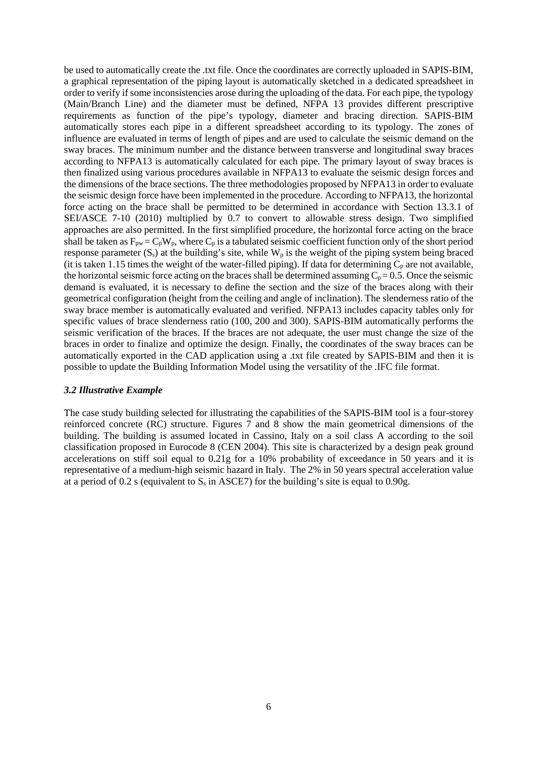be used to automatically create the .txt file. Once the coordinates are correctly uploaded in SAPIS-BIM, a graphical representation of the piping layout is automatically sketched in a dedicated spreadsheet in order to verify if some inconsistencies arose during the uploading of the data. For each pipe, the typology (Main/Branch Line) and the diameter must be defined, NFPA 13 provides different prescriptive requirements as function of the pipe's typology, diameter and bracing direction. SAPIS-BIM automatically stores each pipe in a different spreadsheet according to its typology. The zones of influence are evaluated in terms of length of pipes and are used to calculate the seismic demand on the sway braces. The minimum number and the distance between transverse and longitudinal sway braces according to NFPA13 is automatically calculated for each pipe. The primary layout of sway braces is then finalized using various procedures available in NFPA13 to evaluate the seismic design forces and the dimensions of the brace sections. The three methodologies proposed by NFPA13 in order to evaluate the seismic design force have been implemented in the procedure. According to NFPA13, the horizontal force acting on the brace shall be permitted to be determined in accordance with Section 13.3.1 of SEI/ASCE 7-10 (2010) multiplied by 0.7 to convert to allowable stress design. Two simplified approaches are also permitted. In the first simplified procedure, the horizontal force acting on the brace shall be taken as $F_{pw} = C_p W_p$, where $C_p$ is a tabulated seismic coefficient function only of the short period response parameter ($S_s$) at the building's site, while $W_p$ is the weight of the piping system being braced (it is taken 1.15 times the weight of the water-filled piping). If data for determining $C_p$ are not available, the horizontal seismic force acting on the braces shall be determined assuming $C_p = 0.5$. Once the seismic demand is evaluated, it is necessary to define the section and the size of the braces along with their geometrical configuration (height from the ceiling and angle of inclination). The slenderness ratio of the sway brace member is automatically evaluated and verified. NFPA13 includes capacity tables only for specific values of brace slenderness ratio (100, 200 and 300). SAPIS-BIM automatically performs the seismic verification of the braces. If the braces are not adequate, the user must change the size of the braces in order to finalize and optimize the design. Finally, the coordinates of the sway braces can be automatically exported in the CAD application using a .txt file created by SAPIS-BIM and then it is possible to update the Building Information Model using the versatility of the .IFC file format.

### *3.2 Illustrative Example*

The case study building selected for illustrating the capabilities of the SAPIS-BIM tool is a four-storey reinforced concrete (RC) structure. Figures 7 and 8 show the main geometrical dimensions of the building. The building is assumed located in Cassino, Italy on a soil class A according to the soil classification proposed in Eurocode 8 (CEN 2004). This site is characterized by a design peak ground accelerations on stiff soil equal to 0.21g for a 10% probability of exceedance in 50 years and it is representative of a medium-high seismic hazard in Italy. The 2% in 50 years spectral acceleration value at a period of 0.2 s (equivalent to $S_s$ in ASCE7) for the building's site is equal to 0.90g.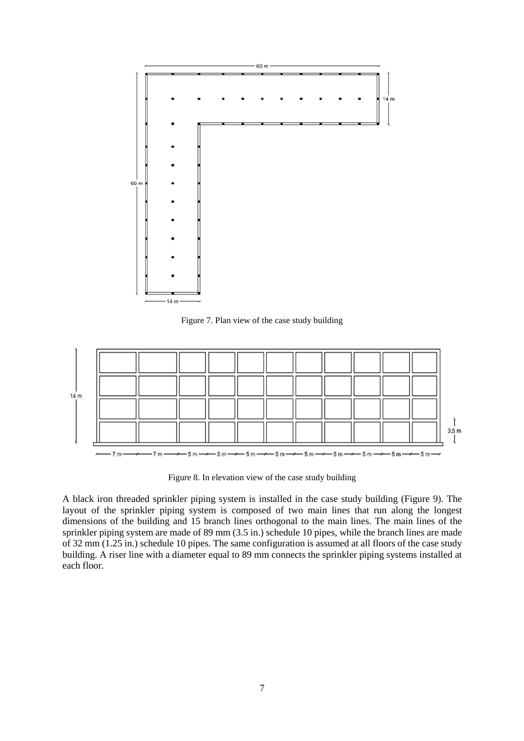Figure 7. Plan view of the case study building

Figure 8. In elevation view of the case study building

A black iron threaded sprinkler piping system is installed in the case study building (Figure 9). The layout of the sprinkler piping system is composed of two main lines that run along the longest dimensions of the building and 15 branch lines orthogonal to the main lines. The main lines of the sprinkler piping system are made of 89 mm (3.5 in.) schedule 10 pipes, while the branch lines are made of 32 mm (1.25 in.) schedule 10 pipes. The same configuration is assumed at all floors of the case study building. A riser line with a diameter equal to 89 mm connects the sprinkler piping systems installed at each floor.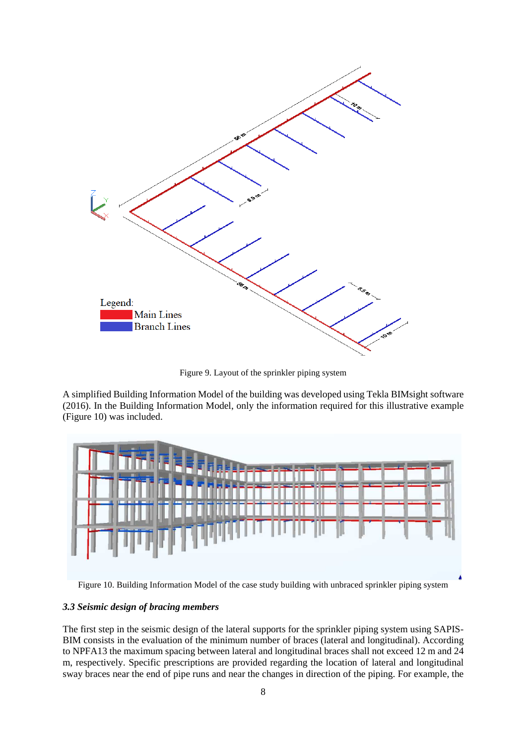Figure 9. Layout of the sprinkler piping system

A simplified Building Information Model of the building was developed using Tekla BIMsight software (2016). In the Building Information Model, only the information required for this illustrative example (Figure 10) was included.

Figure 10. Building Information Model of the case study building with unbraced sprinkler piping system

### *3.3 Seismic design of bracing members*

The first step in the seismic design of the lateral supports for the sprinkler piping system using SAPIS-BIM consists in the evaluation of the minimum number of braces (lateral and longitudinal). According to NPFA13 the maximum spacing between lateral and longitudinal braces shall not exceed 12 m and 24 m, respectively. Specific prescriptions are provided regarding the location of lateral and longitudinal sway braces near the end of pipe runs and near the changes in direction of the piping. For example, the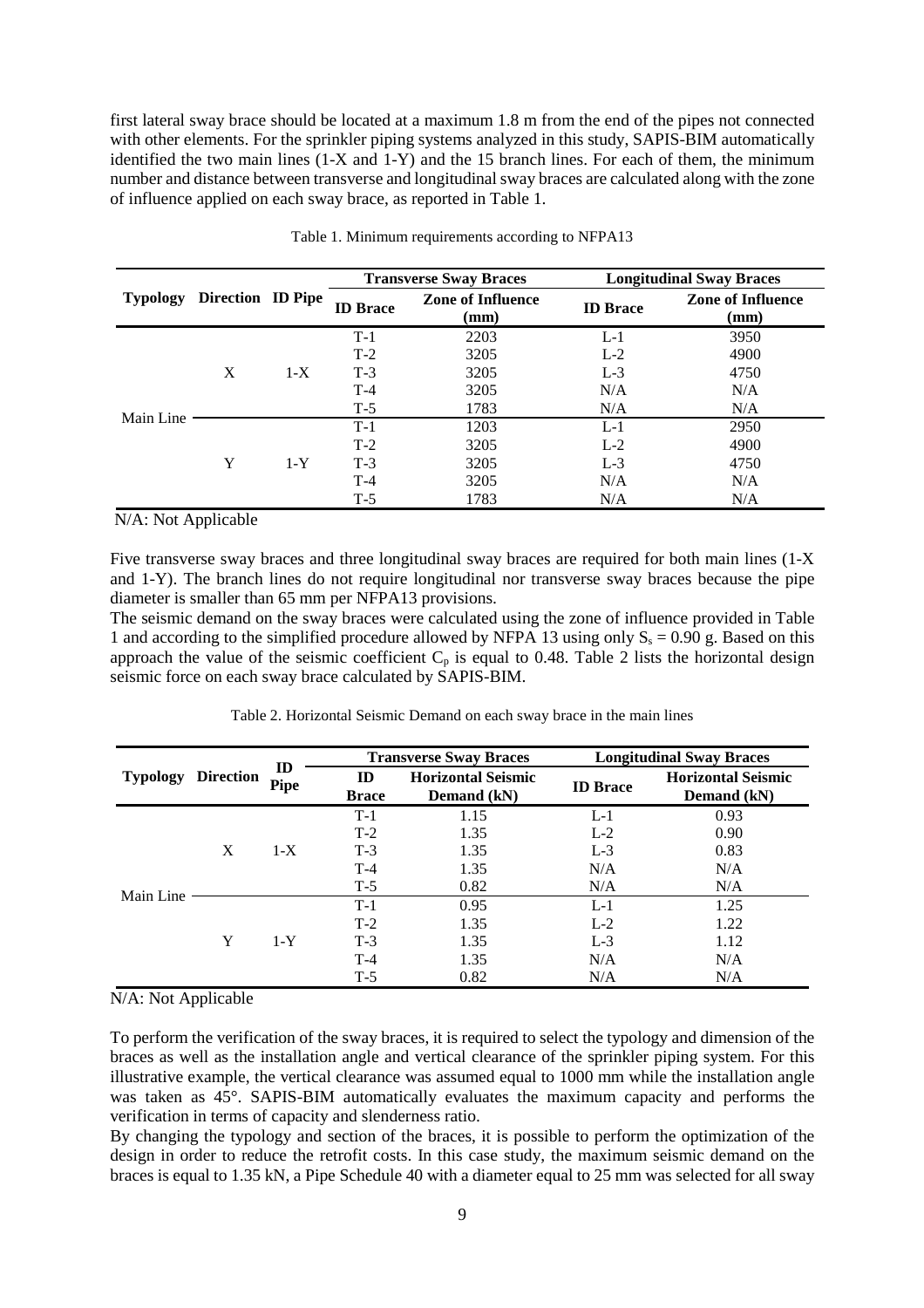first lateral sway brace should be located at a maximum 1.8 m from the end of the pipes not connected with other elements. For the sprinkler piping systems analyzed in this study, SAPIS-BIM automatically identified the two main lines (1-X and 1-Y) and the 15 branch lines. For each of them, the minimum number and distance between transverse and longitudinal sway braces are calculated along with the zone of influence applied on each sway brace, as reported in Table 1.

Table 1. Minimum requirements according to NFPA13

| Typology | Direction | ID Pipe | Transverse Sway Braces | | Longitudinal Sway Braces | |
|---|---|---|---|---|---|---|
| | | | ID Brace | Zone of Influence (mm) | ID Brace | Zone of Influence (mm) |
| Main Line | X | 1-X | T-1 | 2203 | L-1 | 3950 |
| | | | T-2 | 3205 | L-2 | 4900 |
| | | | T-3 | 3205 | L-3 | 4750 |
| | | | T-4 | 3205 | N/A | N/A |
| | | | T-5 | 1783 | N/A | N/A |
| | Y | 1-Y | T-1 | 1203 | L-1 | 2950 |
| | | | T-2 | 3205 | L-2 | 4900 |
| | | | T-3 | 3205 | L-3 | 4750 |
| | | | T-4 | 3205 | N/A | N/A |
| | | | T-5 | 1783 | N/A | N/A |

N/A: Not Applicable

Five transverse sway braces and three longitudinal sway braces are required for both main lines (1-X and 1-Y). The branch lines do not require longitudinal nor transverse sway braces because the pipe diameter is smaller than 65 mm per NFPA13 provisions.

The seismic demand on the sway braces were calculated using the zone of influence provided in Table 1 and according to the simplified procedure allowed by NFPA 13 using only $S_s = 0.90$ g. Based on this approach the value of the seismic coefficient $C_p$ is equal to 0.48. Table 2 lists the horizontal design seismic force on each sway brace calculated by SAPIS-BIM.

Table 2. Horizontal Seismic Demand on each sway brace in the main lines

| Typology | Direction | ID Pipe | Transverse Sway Braces | | Longitudinal Sway Braces | |
|---|---|---|---|---|---|---|
| | | | ID Brace | Horizontal Seismic Demand (kN) | ID Brace | Horizontal Seismic Demand (kN) |
| Main Line | X | 1-X | T-1 | 1.15 | L-1 | 0.93 |
| | | | T-2 | 1.35 | L-2 | 0.90 |
| | | | T-3 | 1.35 | L-3 | 0.83 |
| | | | T-4 | 1.35 | N/A | N/A |
| | | | T-5 | 0.82 | N/A | N/A |
| | Y | 1-Y | T-1 | 0.95 | L-1 | 1.25 |
| | | | T-2 | 1.35 | L-2 | 1.22 |
| | | | T-3 | 1.35 | L-3 | 1.12 |
| | | | T-4 | 1.35 | N/A | N/A |
| | | | T-5 | 0.82 | N/A | N/A |

N/A: Not Applicable

To perform the verification of the sway braces, it is required to select the typology and dimension of the braces as well as the installation angle and vertical clearance of the sprinkler piping system. For this illustrative example, the vertical clearance was assumed equal to 1000 mm while the installation angle was taken as 45°. SAPIS-BIM automatically evaluates the maximum capacity and performs the verification in terms of capacity and slenderness ratio.

By changing the typology and section of the braces, it is possible to perform the optimization of the design in order to reduce the retrofit costs. In this case study, the maximum seismic demand on the braces is equal to 1.35 kN, a Pipe Schedule 40 with a diameter equal to 25 mm was selected for all sway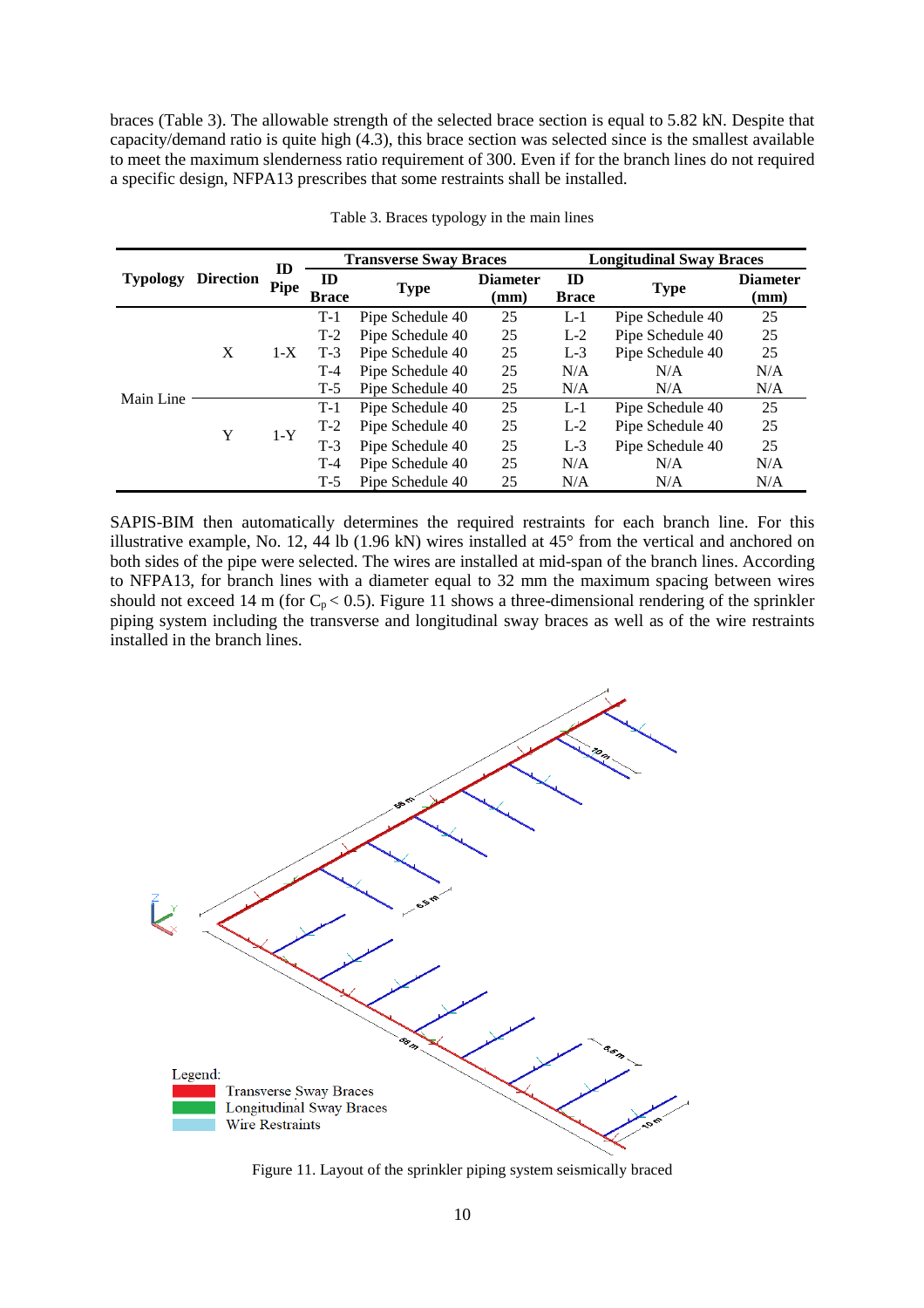braces (Table 3). The allowable strength of the selected brace section is equal to 5.82 kN. Despite that capacity/demand ratio is quite high (4.3), this brace section was selected since is the smallest available to meet the maximum slenderness ratio requirement of 300. Even if for the branch lines do not required a specific design, NFPA13 prescribes that some restraints shall be installed.

Table 3. Braces typology in the main lines

| Typology | Direction | ID Pipe | Transverse Sway Braces | | | Longitudinal Sway Braces | | |
|---|---|---|---|---|---|---|---|---|
| | | | ID Brace | Type | Diameter (mm) | ID Brace | Type | Diameter (mm) |
| Main Line | X | 1-X | T-1 | Pipe Schedule 40 | 25 | L-1 | Pipe Schedule 40 | 25 |
| | | | T-2 | Pipe Schedule 40 | 25 | L-2 | Pipe Schedule 40 | 25 |
| | | | T-3 | Pipe Schedule 40 | 25 | L-3 | Pipe Schedule 40 | 25 |
| | | | T-4 | Pipe Schedule 40 | 25 | N/A | N/A | N/A |
| | | | T-5 | Pipe Schedule 40 | 25 | N/A | N/A | N/A |
| | Y | 1-Y | T-1 | Pipe Schedule 40 | 25 | L-1 | Pipe Schedule 40 | 25 |
| | | | T-2 | Pipe Schedule 40 | 25 | L-2 | Pipe Schedule 40 | 25 |
| | | | T-3 | Pipe Schedule 40 | 25 | L-3 | Pipe Schedule 40 | 25 |
| | | | T-4 | Pipe Schedule 40 | 25 | N/A | N/A | N/A |
| | | | T-5 | Pipe Schedule 40 | 25 | N/A | N/A | N/A |

SAPIS-BIM then automatically determines the required restraints for each branch line. For this illustrative example, No. 12, 44 lb (1.96 kN) wires installed at 45° from the vertical and anchored on both sides of the pipe were selected. The wires are installed at mid-span of the branch lines. According to NFPA13, for branch lines with a diameter equal to 32 mm the maximum spacing between wires should not exceed 14 m (for $C_p < 0.5$). Figure 11 shows a three-dimensional rendering of the sprinkler piping system including the transverse and longitudinal sway braces as well as of the wire restraints installed in the branch lines.

Figure 11. Layout of the sprinkler piping system seismically braced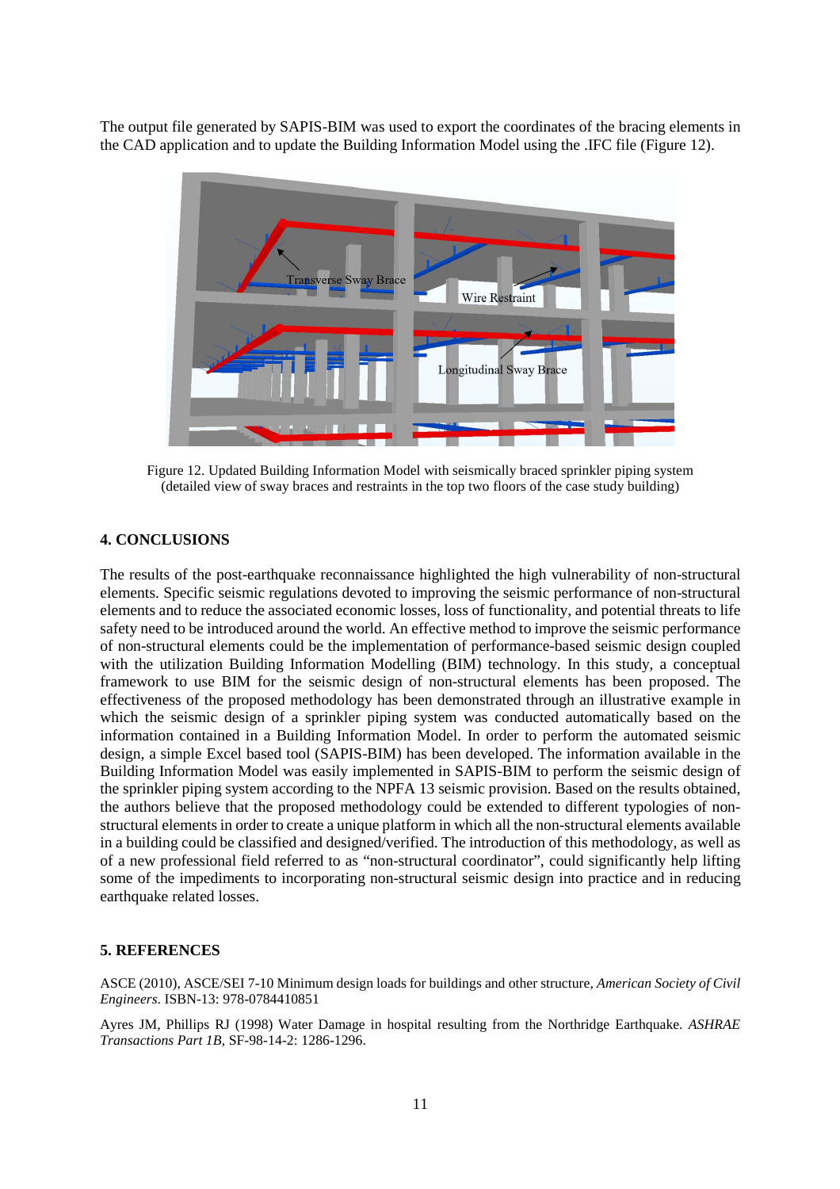The output file generated by SAPIS-BIM was used to export the coordinates of the bracing elements in the CAD application and to update the Building Information Model using the .IFC file (Figure 12).

Figure 12. Updated Building Information Model with seismically braced sprinkler piping system (detailed view of sway braces and restraints in the top two floors of the case study building)

## 4. CONCLUSIONS

The results of the post-earthquake reconnaissance highlighted the high vulnerability of non-structural elements. Specific seismic regulations devoted to improving the seismic performance of non-structural elements and to reduce the associated economic losses, loss of functionality, and potential threats to life safety need to be introduced around the world. An effective method to improve the seismic performance of non-structural elements could be the implementation of performance-based seismic design coupled with the utilization Building Information Modelling (BIM) technology. In this study, a conceptual framework to use BIM for the seismic design of non-structural elements has been proposed. The effectiveness of the proposed methodology has been demonstrated through an illustrative example in which the seismic design of a sprinkler piping system was conducted automatically based on the information contained in a Building Information Model. In order to perform the automated seismic design, a simple Excel based tool (SAPIS-BIM) has been developed. The information available in the Building Information Model was easily implemented in SAPIS-BIM to perform the seismic design of the sprinkler piping system according to the NPFA 13 seismic provision. Based on the results obtained, the authors believe that the proposed methodology could be extended to different typologies of non-structural elements in order to create a unique platform in which all the non-structural elements available in a building could be classified and designed/verified. The introduction of this methodology, as well as of a new professional field referred to as "non-structural coordinator", could significantly help lifting some of the impediments to incorporating non-structural seismic design into practice and in reducing earthquake related losses.

## 5. REFERENCES

ASCE (2010), ASCE/SEI 7-10 Minimum design loads for buildings and other structure, *American Society of Civil Engineers.* ISBN-13: 978-0784410851

Ayres JM, Phillips RJ (1998) Water Damage in hospital resulting from the Northridge Earthquake. *ASHRAE Transactions Part 1B*, SF-98-14-2: 1286-1296.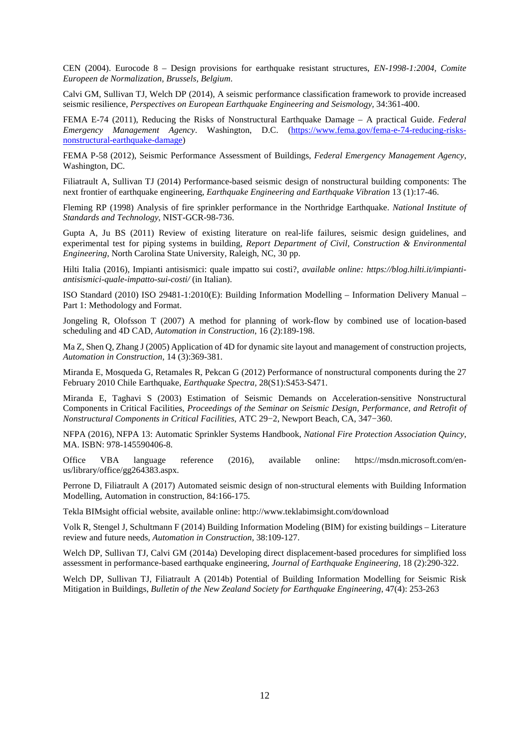CEN (2004). Eurocode 8 – Design provisions for earthquake resistant structures, *EN-1998-1:2004, Comite Europeen de Normalization, Brussels, Belgium*.

Calvi GM, Sullivan TJ, Welch DP (2014), A seismic performance classification framework to provide increased seismic resilience, *Perspectives on European Earthquake Engineering and Seismology,* 34:361-400.

FEMA E-74 (2011), Reducing the Risks of Nonstructural Earthquake Damage – A practical Guide. *Federal Emergency Management Agency*. Washington, D.C. (https://www.fema.gov/fema-e-74-reducing-risks-nonstructural-earthquake-damage)

FEMA P-58 (2012), Seismic Performance Assessment of Buildings, *Federal Emergency Management Agency*, Washington, DC.

Filiatrault A, Sullivan TJ (2014) Performance-based seismic design of nonstructural building components: The next frontier of earthquake engineering, *Earthquake Engineering and Earthquake Vibration* 13 (1):17-46.

Fleming RP (1998) Analysis of fire sprinkler performance in the Northridge Earthquake. *National Institute of Standards and Technology*, NIST-GCR-98-736.

Gupta A, Ju BS (2011) Review of existing literature on real-life failures, seismic design guidelines, and experimental test for piping systems in building, *Report Department of Civil, Construction & Environmental Engineering*, North Carolina State University, Raleigh, NC, 30 pp.

Hilti Italia (2016), Impianti antisismici: quale impatto sui costi?, *available online: https://blog.hilti.it/impianti-antisismici-quale-impatto-sui-costi/* (in Italian).

ISO Standard (2010) ISO 29481-1:2010(E): Building Information Modelling – Information Delivery Manual – Part 1: Methodology and Format.

Jongeling R, Olofsson T (2007) A method for planning of work-flow by combined use of location-based scheduling and 4D CAD, *Automation in Construction*, 16 (2):189-198.

Ma Z, Shen Q, Zhang J (2005) Application of 4D for dynamic site layout and management of construction projects, *Automation in Construction,* 14 (3):369-381.

Miranda E, Mosqueda G, Retamales R, Pekcan G (2012) Performance of nonstructural components during the 27 February 2010 Chile Earthquake, *Earthquake Spectra,* 28(S1):S453-S471.

Miranda E, Taghavi S (2003) Estimation of Seismic Demands on Acceleration-sensitive Nonstructural Components in Critical Facilities, *Proceedings of the Seminar on Seismic Design, Performance, and Retrofit of Nonstructural Components in Critical Facilities*, ATC 29−2, Newport Beach, CA, 347−360.

NFPA (2016), NFPA 13: Automatic Sprinkler Systems Handbook, *National Fire Protection Association Quincy*, MA. ISBN: 978-145590406-8.

Office VBA language reference (2016), available online: https://msdn.microsoft.com/en-us/library/office/gg264383.aspx.

Perrone D, Filiatrault A (2017) Automated seismic design of non-structural elements with Building Information Modelling, Automation in construction, 84:166-175.

Tekla BIMsight official website, available online: http://www.teklabimsight.com/download

Volk R, Stengel J, Schultmann F (2014) Building Information Modeling (BIM) for existing buildings – Literature review and future needs, *Automation in Construction,* 38:109-127.

Welch DP, Sullivan TJ, Calvi GM (2014a) Developing direct displacement-based procedures for simplified loss assessment in performance-based earthquake engineering, *Journal of Earthquake Engineering,* 18 (2):290-322.

Welch DP, Sullivan TJ, Filiatrault A (2014b) Potential of Building Information Modelling for Seismic Risk Mitigation in Buildings, *Bulletin of the New Zealand Society for Earthquake Engineering*, 47(4): 253-263